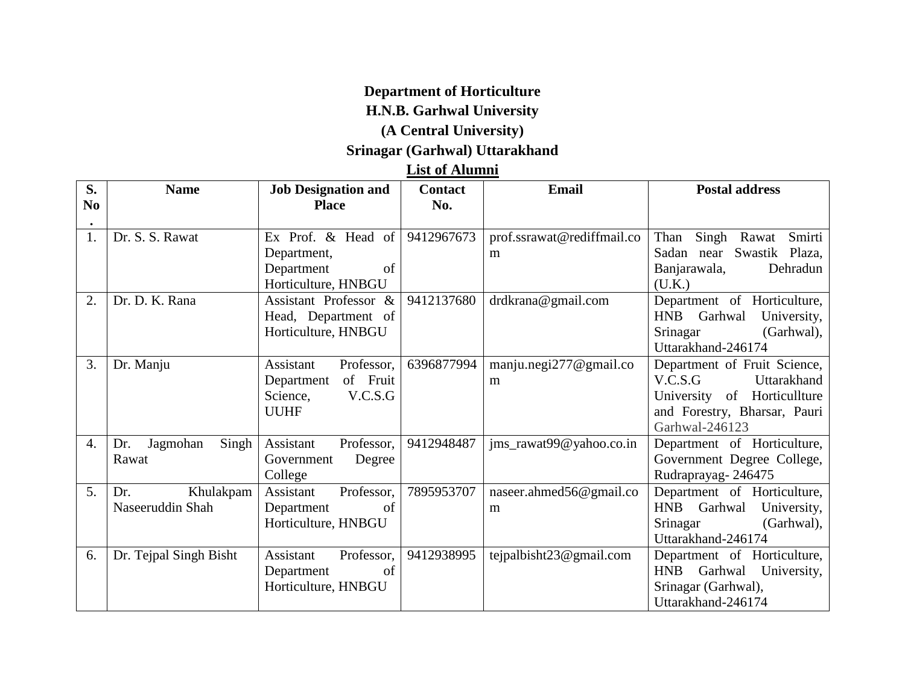# Department of Horticulture

## H.N.B. Garhwal University

## (A Central University)

## Srinagar (Garhwal) Uttarakhand

## List of Alumni

| S. No. | Name | Job Designation and Place | Contact No. | Email | Postal address |
|---|---|---|---|---|---|
| 1. | Dr. S. S. Rawat | Ex Prof. & Head of Department, Department of Horticulture, HNBGU | 9412967673 | prof.ssrawat@rediffmail.com | Than Singh Rawat Smirti Sadan near Swastik Plaza, Banjarawala, Dehradun (U.K.) |
| 2. | Dr. D. K. Rana | Assistant Professor & Head, Department of Horticulture, HNBGU | 9412137680 | drdkrana@gmail.com | Department of Horticulture, HNB Garhwal University, Srinagar (Garhwal), Uttarakhand-246174 |
| 3. | Dr. Manju | Assistant Professor, Department of Fruit Science, V.C.S.G UUHF | 6396877994 | manju.negi277@gmail.com | Department of Fruit Science, V.C.S.G Uttarakhand University of Horticullture and Forestry, Bharsar, Pauri Garhwal-246123 |
| 4. | Dr. Jagmohan Singh Rawat | Assistant Professor, Government Degree College | 9412948487 | jms_rawat99@yahoo.co.in | Department of Horticulture, Government Degree College, Rudraprayag- 246475 |
| 5. | Dr. Khulakpam Naseeruddin Shah | Assistant Professor, Department of Horticulture, HNBGU | 7895953707 | naseer.ahmed56@gmail.com | Department of Horticulture, HNB Garhwal University, Srinagar (Garhwal), Uttarakhand-246174 |
| 6. | Dr. Tejpal Singh Bisht | Assistant Professor, Department of Horticulture, HNBGU | 9412938995 | tejpalbisht23@gmail.com | Department of Horticulture, HNB Garhwal University, Srinagar (Garhwal), Uttarakhand-246174 |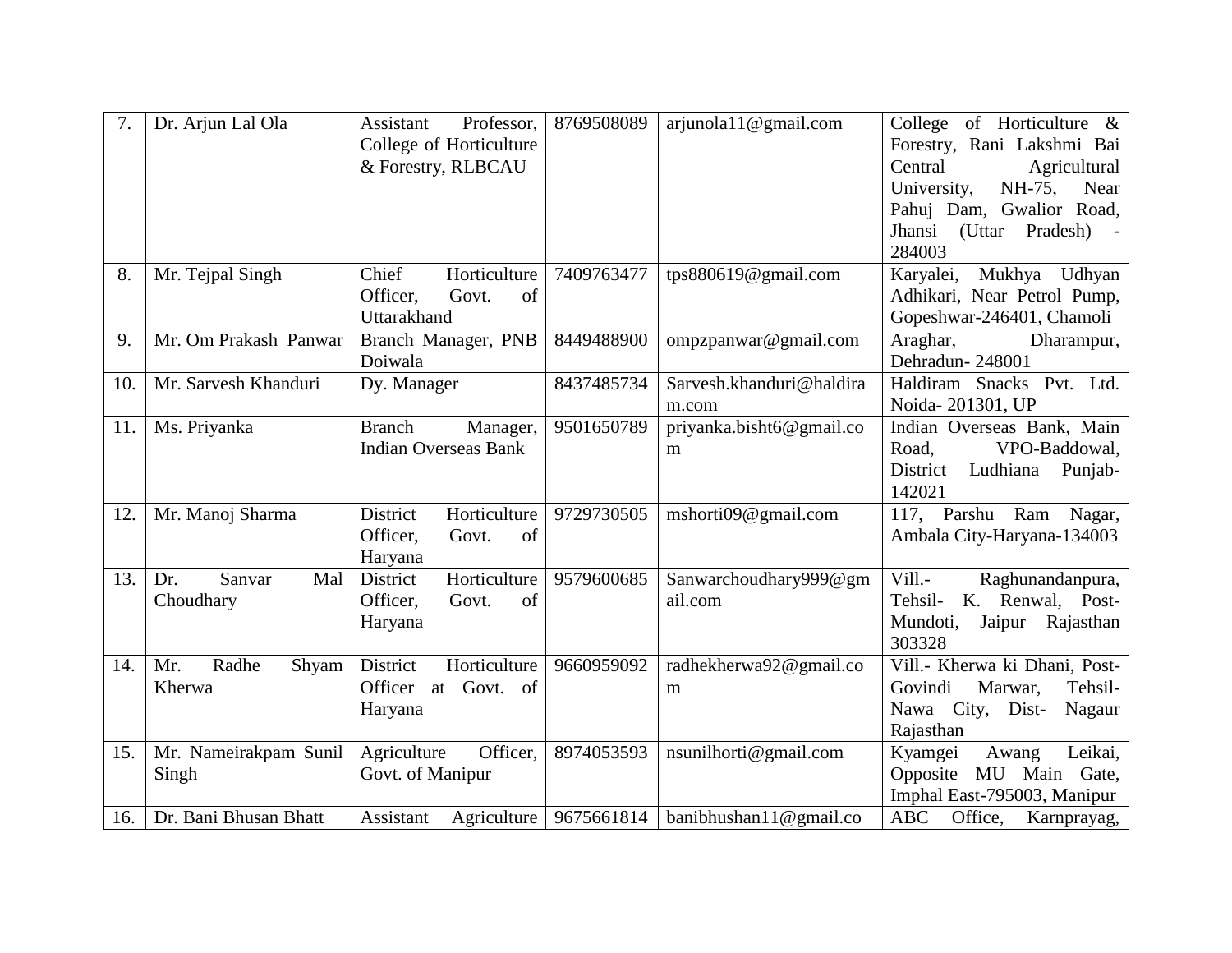| 7. | Dr. Arjun Lal Ola | Assistant Professor, College of Horticulture & Forestry, RLBCAU | 8769508089 | arjunola11@gmail.com | College of Horticulture & Forestry, Rani Lakshmi Bai Central Agricultural University, NH-75, Near Pahuj Dam, Gwalior Road, Jhansi (Uttar Pradesh) - 284003 |
|---|---|---|---|---|---|
| 8. | Mr. Tejpal Singh | Chief Horticulture Officer, Govt. of Uttarakhand | 7409763477 | tps880619@gmail.com | Karyalei, Mukhya Udhyan Adhikari, Near Petrol Pump, Gopeshwar-246401, Chamoli |
| 9. | Mr. Om Prakash Panwar | Branch Manager, PNB Doiwala | 8449488900 | ompzpanwar@gmail.com | Araghar, Dharampur, Dehradun- 248001 |
| 10. | Mr. Sarvesh Khanduri | Dy. Manager | 8437485734 | Sarvesh.khanduri@haldiram.com | Haldiram Snacks Pvt. Ltd. Noida- 201301, UP |
| 11. | Ms. Priyanka | Branch Manager, Indian Overseas Bank | 9501650789 | priyanka.bisht6@gmail.com | Indian Overseas Bank, Main Road, VPO-Baddowal, District Ludhiana Punjab-142021 |
| 12. | Mr. Manoj Sharma | District Horticulture Officer, Govt. of Haryana | 9729730505 | mshorti09@gmail.com | 117, Parshu Ram Nagar, Ambala City-Haryana-134003 |
| 13. | Dr. Sanvar Mal Choudhary | District Horticulture Officer, Govt. of Haryana | 9579600685 | Sanwarchoudhary999@gmail.com | Vill.- Raghunandanpura, Tehsil- K. Renwal, Post-Mundoti, Jaipur Rajasthan 303328 |
| 14. | Mr. Radhe Shyam Kherwa | District Horticulture Officer at Govt. of Haryana | 9660959092 | radhekherwa92@gmail.com | Vill.- Kherwa ki Dhani, Post-Govindi Marwar, Tehsil-Nawa City, Dist- Nagaur Rajasthan |
| 15. | Mr. Nameirakpam Sunil Singh | Agriculture Officer, Govt. of Manipur | 8974053593 | nsunilhorti@gmail.com | Kyamgei Awang Leikai, Opposite MU Main Gate, Imphal East-795003, Manipur |
| 16. | Dr. Bani Bhusan Bhatt | Assistant Agriculture | 9675661814 | banibhushan11@gmail.co | ABC Office, Karnprayag, |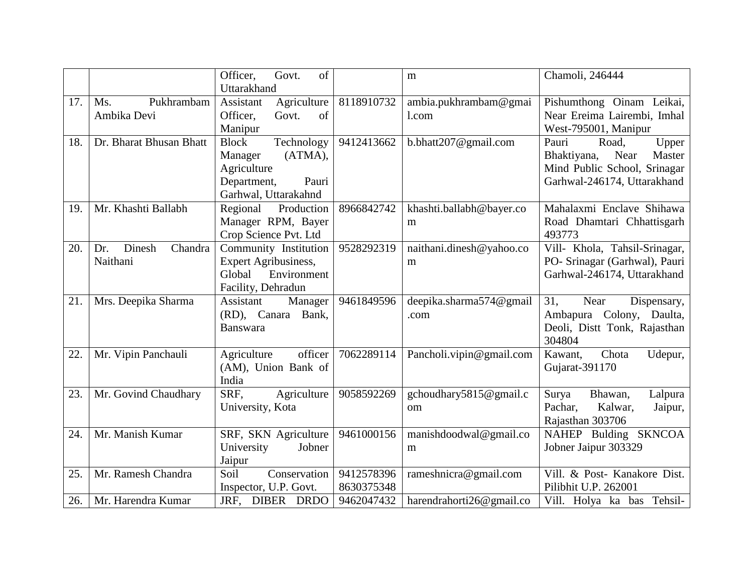|  |  | Officer, Govt. of Uttarakhand |  | m | Chamoli, 246444 |
|---|---|---|---|---|---|
| 17. | Ms. Pukhrambam Ambika Devi | Assistant Agriculture Officer, Govt. of Manipur | 8118910732 | ambia.pukhrambam@gmail.com | Pishumthong Oinam Leikai, Near Ereima Lairembi, Imhal West-795001, Manipur |
| 18. | Dr. Bharat Bhusan Bhatt | Block Technology Manager (ATMA), Agriculture Department, Pauri Garhwal, Uttarakahnd | 9412413662 | b.bhatt207@gmail.com | Pauri Road, Upper Bhaktiyana, Near Master Mind Public School, Srinagar Garhwal-246174, Uttarakhand |
| 19. | Mr. Khashti Ballabh | Regional Production Manager RPM, Bayer Crop Science Pvt. Ltd | 8966842742 | khashti.ballabh@bayer.com | Mahalaxmi Enclave Shihawa Road Dhamtari Chhattisgarh 493773 |
| 20. | Dr. Dinesh Chandra Naithani | Community Institution Expert Agribusiness, Global Environment Facility, Dehradun | 9528292319 | naithani.dinesh@yahoo.com | Vill- Khola, Tahsil-Srinagar, PO- Srinagar (Garhwal), Pauri Garhwal-246174, Uttarakhand |
| 21. | Mrs. Deepika Sharma | Assistant Manager (RD), Canara Bank, Banswara | 9461849596 | deepika.sharma574@gmail.com | 31, Near Dispensary, Ambapura Colony, Daulta, Deoli, Distt Tonk, Rajasthan 304804 |
| 22. | Mr. Vipin Panchauli | Agriculture officer (AM), Union Bank of India | 7062289114 | Pancholi.vipin@gmail.com | Kawant, Chota Udepur, Gujarat-391170 |
| 23. | Mr. Govind Chaudhary | SRF, Agriculture University, Kota | 9058592269 | gchoudhary5815@gmail.com | Surya Bhawan, Lalpura Pachar, Kalwar, Jaipur, Rajasthan 303706 |
| 24. | Mr. Manish Kumar | SRF, SKN Agriculture University Jobner Jaipur | 9461000156 | manishdoodwal@gmail.com | NAHEP Bulding SKNCOA Jobner Jaipur 303329 |
| 25. | Mr. Ramesh Chandra | Soil Conservation Inspector, U.P. Govt. | 9412578396 8630375348 | rameshnicra@gmail.com | Vill. & Post- Kanakore Dist. Pilibhit U.P. 262001 |
| 26. | Mr. Harendra Kumar | JRF, DIBER DRDO | 9462047432 | harendrahorti26@gmail.co | Vill. Holya ka bas Tehsil- |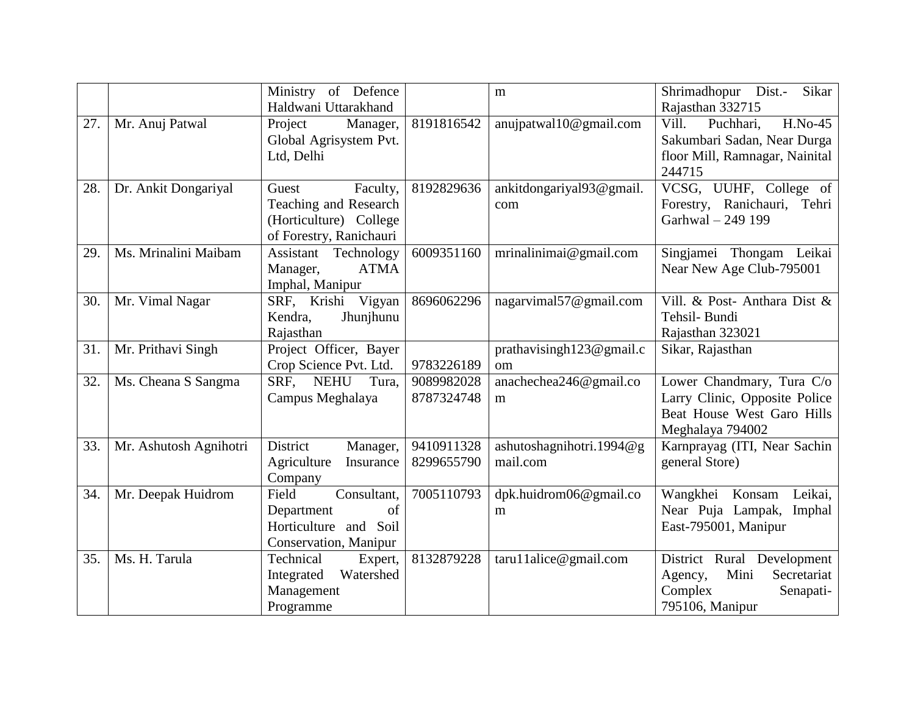| | | Ministry of Defence Haldwani Uttarakhand | | m | Shrimadhopur Dist.- Sikar Rajasthan 332715 |
|---|---|---|---|---|---|
| 27. | Mr. Anuj Patwal | Project Manager, Global Agrisystem Pvt. Ltd, Delhi | 8191816542 | anujpatwal10@gmail.com | Vill. Puchhari, H.No-45 Sakumbari Sadan, Near Durga floor Mill, Ramnagar, Nainital 244715 |
| 28. | Dr. Ankit Dongariyal | Guest Faculty, Teaching and Research (Horticulture) College of Forestry, Ranichauri | 8192829636 | ankitdongariyal93@gmail.com | VCSG, UUHF, College of Forestry, Ranichauri, Tehri Garhwal – 249 199 |
| 29. | Ms. Mrinalini Maibam | Assistant Technology Manager, ATMA Imphal, Manipur | 6009351160 | mrinalinimai@gmail.com | Singjamei Thongam Leikai Near New Age Club-795001 |
| 30. | Mr. Vimal Nagar | SRF, Krishi Vigyan Kendra, Jhunjhunu Rajasthan | 8696062296 | nagarvimal57@gmail.com | Vill. & Post- Anthara Dist & Tehsil- Bundi Rajasthan 323021 |
| 31. | Mr. Prithavi Singh | Project Officer, Bayer Crop Science Pvt. Ltd. | 9783226189 | prathavisingh123@gmail.com | Sikar, Rajasthan |
| 32. | Ms. Cheana S Sangma | SRF, NEHU Tura, Campus Meghalaya | 9089982028 8787324748 | anachechea246@gmail.com | Lower Chandmary, Tura C/o Larry Clinic, Opposite Police Beat House West Garo Hills Meghalaya 794002 |
| 33. | Mr. Ashutosh Agnihotri | District Manager, Agriculture Insurance Company | 9410911328 8299655790 | ashutoshagnihotri.1994@gmail.com | Karnprayag (ITI, Near Sachin general Store) |
| 34. | Mr. Deepak Huidrom | Field Consultant, Department of Horticulture and Soil Conservation, Manipur | 7005110793 | dpk.huidrom06@gmail.com | Wangkhei Konsam Leikai, Near Puja Lampak, Imphal East-795001, Manipur |
| 35. | Ms. H. Tarula | Technical Expert, Integrated Watershed Management Programme | 8132879228 | taru11alice@gmail.com | District Rural Development Agency, Mini Secretariat Complex Senapati-795106, Manipur |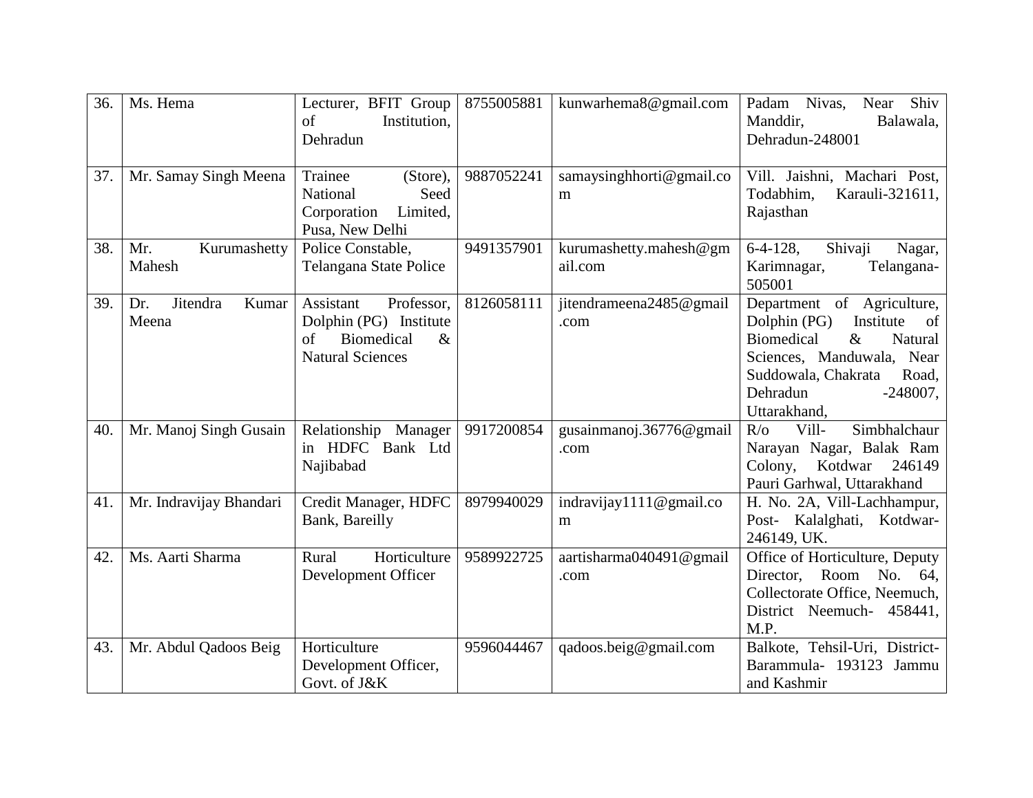| 36. | Ms. Hema | Lecturer, BFIT Group of Institution, Dehradun | 8755005881 | kunwarhema8@gmail.com | Padam Nivas, Near Shiv Manddir, Balawala, Dehradun-248001 |
|---|---|---|---|---|---|
| 37. | Mr. Samay Singh Meena | Trainee (Store), National Seed Corporation Limited, Pusa, New Delhi | 9887052241 | samaysinghhorti@gmail.com | Vill. Jaishni, Machari Post, Todabhim, Karauli-321611, Rajasthan |
| 38. | Mr. Kurumashetty Mahesh | Police Constable, Telangana State Police | 9491357901 | kurumashetty.mahesh@gmail.com | 6-4-128, Shivaji Nagar, Karimnagar, Telangana-505001 |
| 39. | Dr. Jitendra Kumar Meena | Assistant Professor, Dolphin (PG) Institute of Biomedical & Natural Sciences | 8126058111 | jitendrameena2485@gmail.com | Department of Agriculture, Dolphin (PG) Institute of Biomedical & Natural Sciences, Manduwala, Near Suddowala, Chakrata Road, Dehradun -248007, Uttarakhand, |
| 40. | Mr. Manoj Singh Gusain | Relationship Manager in HDFC Bank Ltd Najibabad | 9917200854 | gusainmanoj.36776@gmail.com | R/o Vill- Simbhalchaur Narayan Nagar, Balak Ram Colony, Kotdwar 246149 Pauri Garhwal, Uttarakhand |
| 41. | Mr. Indravijay Bhandari | Credit Manager, HDFC Bank, Bareilly | 8979940029 | indravijay1111@gmail.com | H. No. 2A, Vill-Lachhampur, Post- Kalalghati, Kotdwar-246149, UK. |
| 42. | Ms. Aarti Sharma | Rural Horticulture Development Officer | 9589922725 | aartisharma040491@gmail.com | Office of Horticulture, Deputy Director, Room No. 64, Collectorate Office, Neemuch, District Neemuch- 458441, M.P. |
| 43. | Mr. Abdul Qadoos Beig | Horticulture Development Officer, Govt. of J&K | 9596044467 | qadoos.beig@gmail.com | Balkote, Tehsil-Uri, District-Barammula- 193123 Jammu and Kashmir |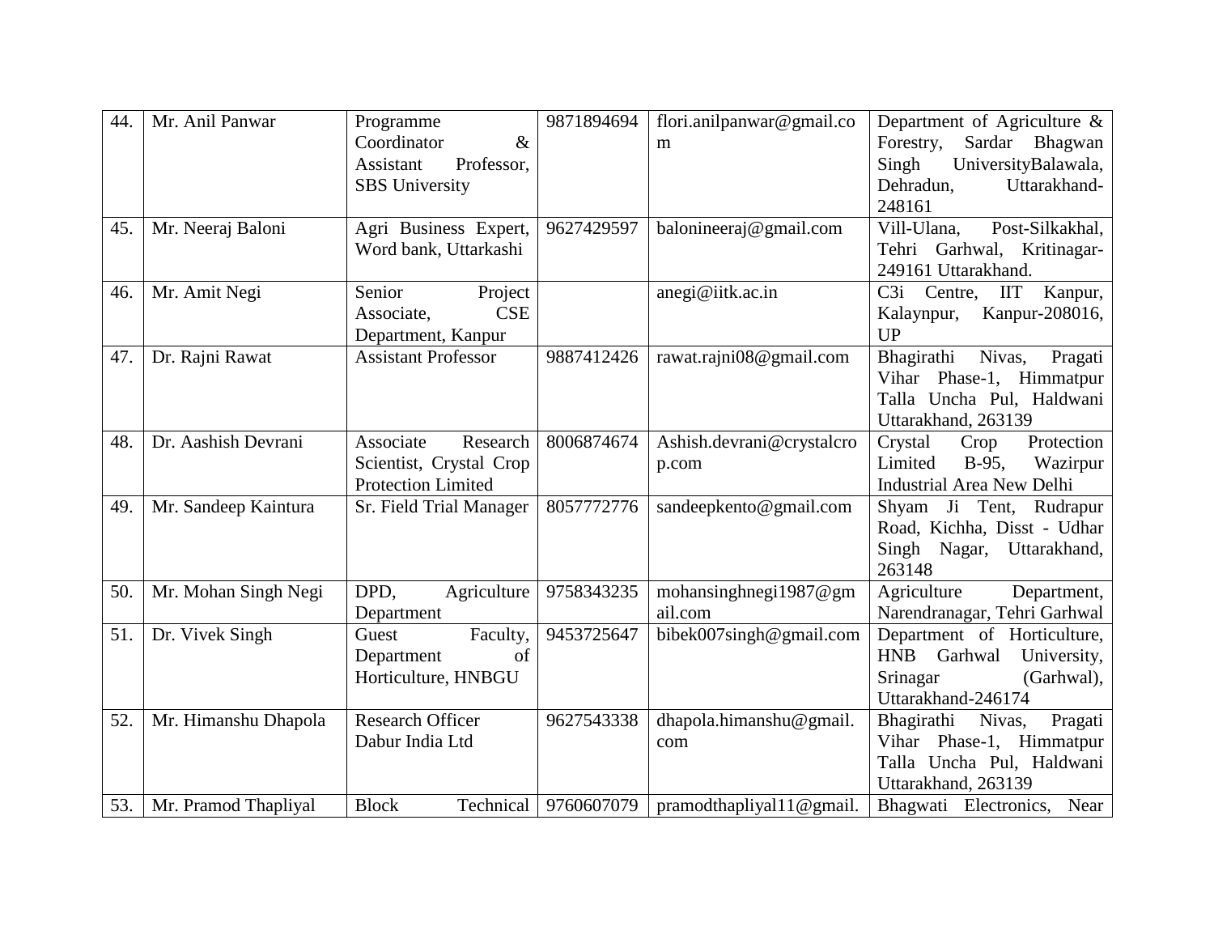| 44. | Mr. Anil Panwar | Programme Coordinator & Assistant Professor, SBS University | 9871894694 | flori.anilpanwar@gmail.com | Department of Agriculture & Forestry, Sardar Bhagwan Singh UniversityBalawala, Dehradun, Uttarakhand-248161 |
|---|---|---|---|---|---|
| 45. | Mr. Neeraj Baloni | Agri Business Expert, Word bank, Uttarkashi | 9627429597 | balonineeraj@gmail.com | Vill-Ulana, Post-Silkakhal, Tehri Garhwal, Kritinagar-249161 Uttarakhand. |
| 46. | Mr. Amit Negi | Senior Project Associate, CSE Department, Kanpur | | anegi@iitk.ac.in | C3i Centre, IIT Kanpur, Kalaynpur, Kanpur-208016, UP |
| 47. | Dr. Rajni Rawat | Assistant Professor | 9887412426 | rawat.rajni08@gmail.com | Bhagirathi Nivas, Pragati Vihar Phase-1, Himmatpur Talla Uncha Pul, Haldwani Uttarakhand, 263139 |
| 48. | Dr. Aashish Devrani | Associate Research Scientist, Crystal Crop Protection Limited | 8006874674 | Ashish.devrani@crystalcrop.com | Crystal Crop Protection Limited B-95, Wazirpur Industrial Area New Delhi |
| 49. | Mr. Sandeep Kaintura | Sr. Field Trial Manager | 8057772776 | sandeepkento@gmail.com | Shyam Ji Tent, Rudrapur Road, Kichha, Disst - Udhar Singh Nagar, Uttarakhand, 263148 |
| 50. | Mr. Mohan Singh Negi | DPD, Agriculture Department | 9758343235 | mohansinghnegi1987@gmail.com | Agriculture Department, Narendranagar, Tehri Garhwal |
| 51. | Dr. Vivek Singh | Guest Faculty, Department of Horticulture, HNBGU | 9453725647 | bibek007singh@gmail.com | Department of Horticulture, HNB Garhwal University, Srinagar (Garhwal), Uttarakhand-246174 |
| 52. | Mr. Himanshu Dhapola | Research Officer Dabur India Ltd | 9627543338 | dhapola.himanshu@gmail.com | Bhagirathi Nivas, Pragati Vihar Phase-1, Himmatpur Talla Uncha Pul, Haldwani Uttarakhand, 263139 |
| 53. | Mr. Pramod Thapliyal | Block Technical | 9760607079 | pramodthapliyal11@gmail. | Bhagwati Electronics, Near |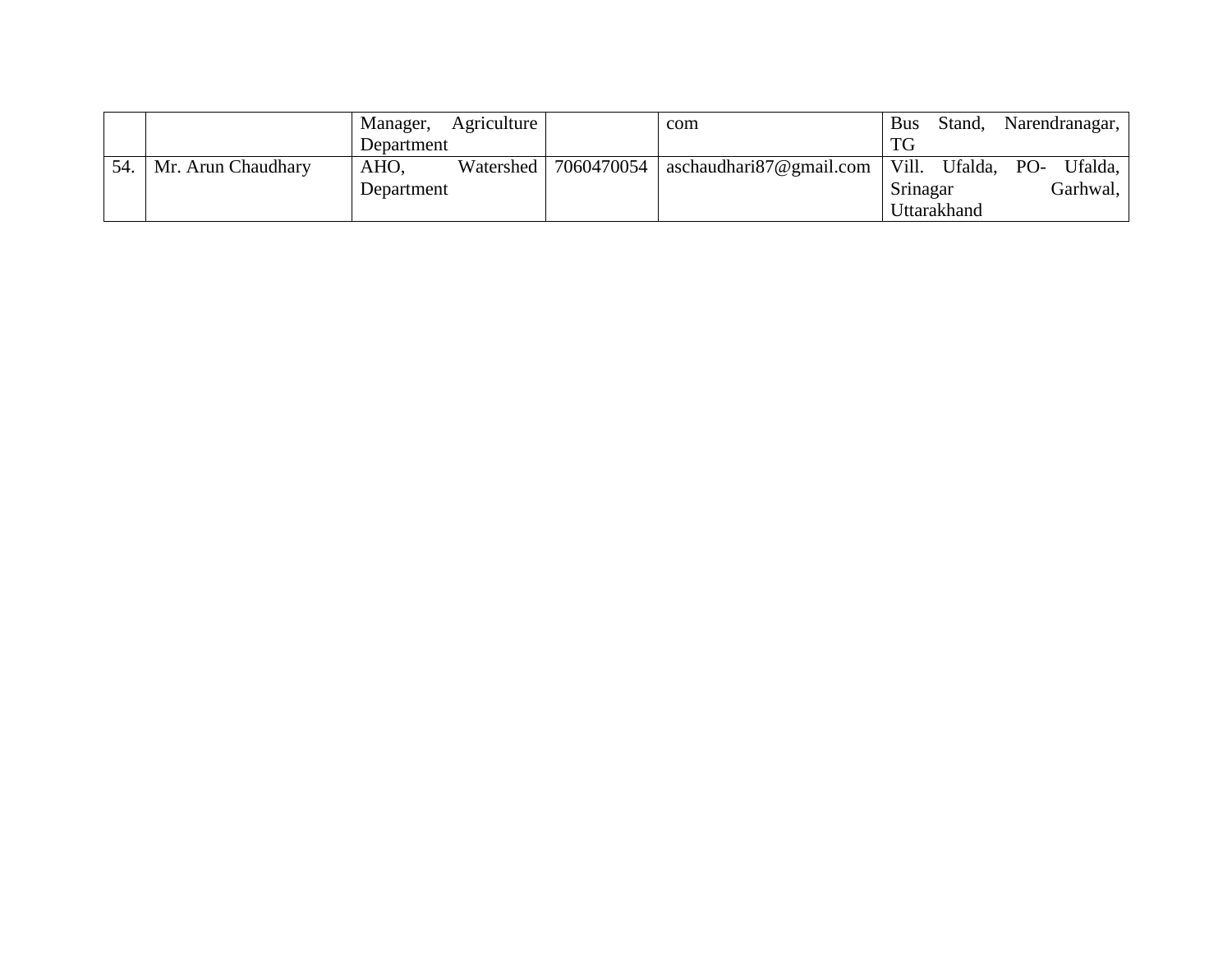| | | | | | |
|---|---|---|---|---|---|
| | | Manager, Agriculture Department | | com | Bus Stand, Narendranagar, TG |
| 54. | Mr. Arun Chaudhary | AHO, Watershed Department | 7060470054 | aschaudhari87@gmail.com | Vill. Ufalda, PO- Ufalda, Srinagar Garhwal, Uttarakhand |